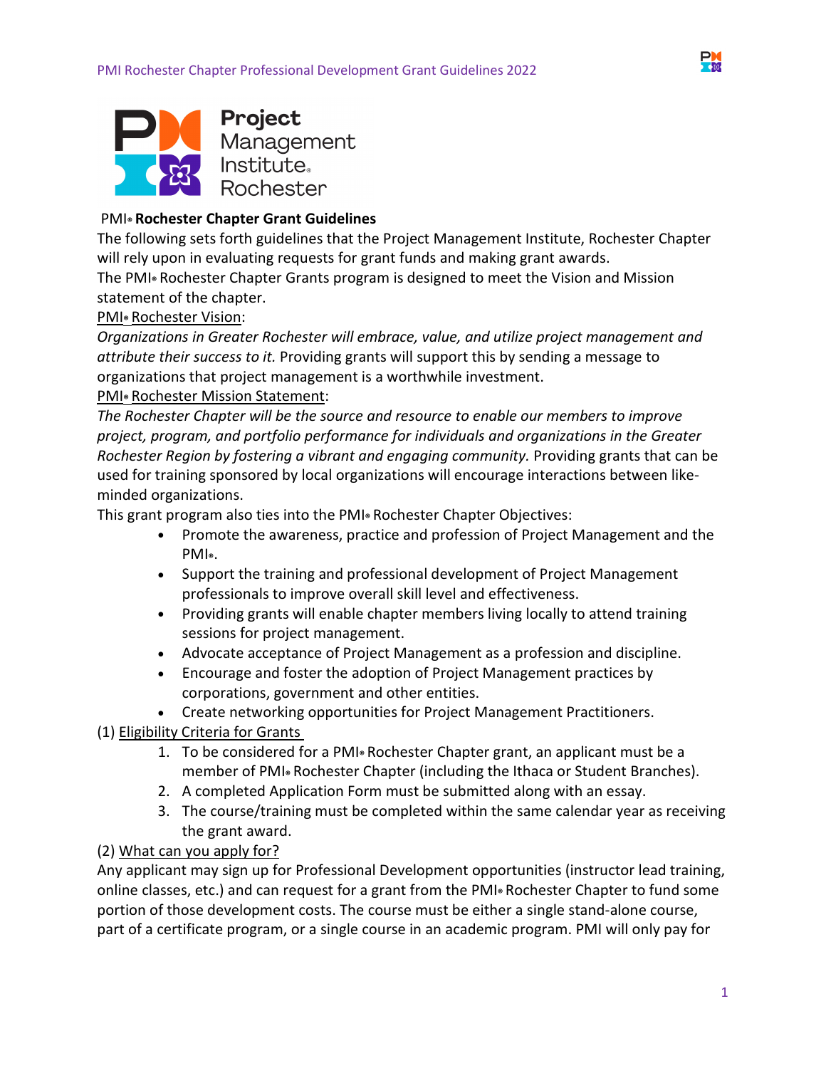PMI® **Rochester Chapter Grant Guidelines**

The following sets forth guidelines that the Project Management Institute, Rochester Chapter will rely upon in evaluating requests for grant funds and making grant awards.

The PMI® Rochester Chapter Grants program is designed to meet the Vision and Mission statement of the chapter.

PMI® Rochester Vision:

*Organizations in Greater Rochester will embrace, value, and utilize project management and attribute their success to it.* Providing grants will support this by sending a message to organizations that project management is a worthwhile investment.

PMI® Rochester Mission Statement:

*The Rochester Chapter will be the source and resource to enable our members to improve project, program, and portfolio performance for individuals and organizations in the Greater Rochester Region by fostering a vibrant and engaging community.* Providing grants that can be used for training sponsored by local organizations will encourage interactions between like-minded organizations.

This grant program also ties into the PMI® Rochester Chapter Objectives:

- Promote the awareness, practice and profession of Project Management and the PMI®.
- Support the training and professional development of Project Management professionals to improve overall skill level and effectiveness.
- Providing grants will enable chapter members living locally to attend training sessions for project management.
- Advocate acceptance of Project Management as a profession and discipline.
- Encourage and foster the adoption of Project Management practices by corporations, government and other entities.
- Create networking opportunities for Project Management Practitioners.

(1) Eligibility Criteria for Grants

1. To be considered for a PMI® Rochester Chapter grant, an applicant must be a member of PMI® Rochester Chapter (including the Ithaca or Student Branches).
2. A completed Application Form must be submitted along with an essay.
3. The course/training must be completed within the same calendar year as receiving the grant award.

(2) What can you apply for?

Any applicant may sign up for Professional Development opportunities (instructor lead training, online classes, etc.) and can request for a grant from the PMI® Rochester Chapter to fund some portion of those development costs. The course must be either a single stand-alone course, part of a certificate program, or a single course in an academic program. PMI will only pay for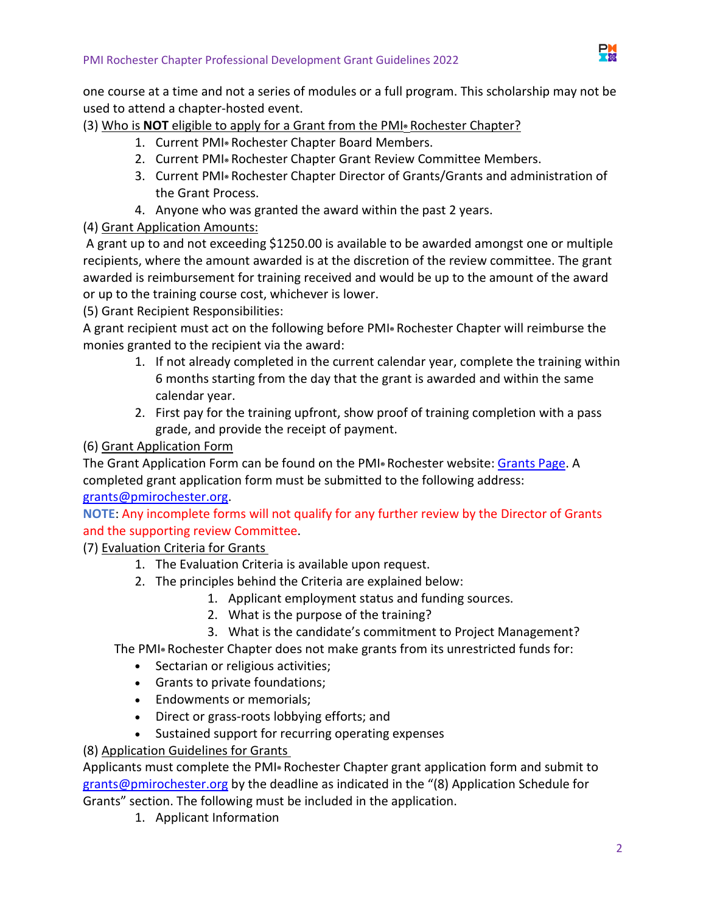one course at a time and not a series of modules or a full program. This scholarship may not be used to attend a chapter-hosted event.

(3) Who is **NOT** eligible to apply for a Grant from the PMI® Rochester Chapter?

1. Current PMI® Rochester Chapter Board Members.
2. Current PMI® Rochester Chapter Grant Review Committee Members.
3. Current PMI® Rochester Chapter Director of Grants/Grants and administration of the Grant Process.
4. Anyone who was granted the award within the past 2 years.

(4) Grant Application Amounts:

A grant up to and not exceeding $1250.00 is available to be awarded amongst one or multiple recipients, where the amount awarded is at the discretion of the review committee. The grant awarded is reimbursement for training received and would be up to the amount of the award or up to the training course cost, whichever is lower.

(5) Grant Recipient Responsibilities:

A grant recipient must act on the following before PMI® Rochester Chapter will reimburse the monies granted to the recipient via the award:

1. If not already completed in the current calendar year, complete the training within 6 months starting from the day that the grant is awarded and within the same calendar year.
2. First pay for the training upfront, show proof of training completion with a pass grade, and provide the receipt of payment.

(6) Grant Application Form

The Grant Application Form can be found on the PMI® Rochester website: [Grants Page](). A completed grant application form must be submitted to the following address: grants@pmirochester.org.

**NOTE**: Any incomplete forms will not qualify for any further review by the Director of Grants and the supporting review Committee.

(7) Evaluation Criteria for Grants

1. The Evaluation Criteria is available upon request.
2. The principles behind the Criteria are explained below:
   1. Applicant employment status and funding sources.
   2. What is the purpose of the training?
   3. What is the candidate's commitment to Project Management?

The PMI® Rochester Chapter does not make grants from its unrestricted funds for:

- Sectarian or religious activities;
- Grants to private foundations;
- Endowments or memorials;
- Direct or grass-roots lobbying efforts; and
- Sustained support for recurring operating expenses

(8) Application Guidelines for Grants

Applicants must complete the PMI® Rochester Chapter grant application form and submit to grants@pmirochester.org by the deadline as indicated in the "(8) Application Schedule for Grants" section. The following must be included in the application.

1. Applicant Information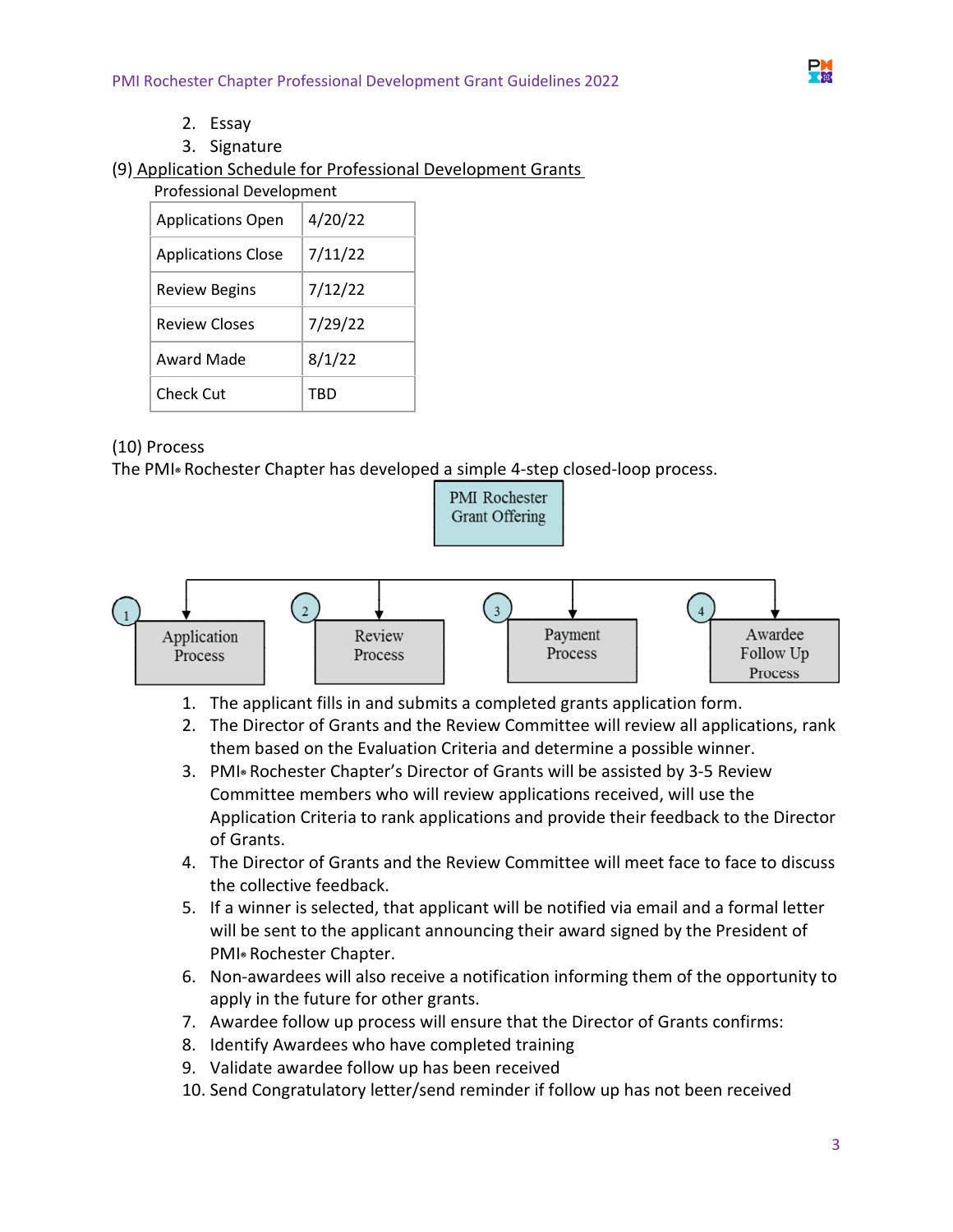2. Essay
3. Signature

(9) Application Schedule for Professional Development Grants

Professional Development

| Applications Open | 4/20/22 |
|---|---|
| Applications Close | 7/11/22 |
| Review Begins | 7/12/22 |
| Review Closes | 7/29/22 |
| Award Made | 8/1/22 |
| Check Cut | TBD |

(10) Process

The PMI® Rochester Chapter has developed a simple 4-step closed-loop process.

PMI Rochester Grant Offering

1 Application Process
2 Review Process
3 Payment Process
4 Awardee Follow Up Process

1. The applicant fills in and submits a completed grants application form.
2. The Director of Grants and the Review Committee will review all applications, rank them based on the Evaluation Criteria and determine a possible winner.
3. PMI® Rochester Chapter's Director of Grants will be assisted by 3-5 Review Committee members who will review applications received, will use the Application Criteria to rank applications and provide their feedback to the Director of Grants.
4. The Director of Grants and the Review Committee will meet face to face to discuss the collective feedback.
5. If a winner is selected, that applicant will be notified via email and a formal letter will be sent to the applicant announcing their award signed by the President of PMI® Rochester Chapter.
6. Non-awardees will also receive a notification informing them of the opportunity to apply in the future for other grants.
7. Awardee follow up process will ensure that the Director of Grants confirms:
8. Identify Awardees who have completed training
9. Validate awardee follow up has been received
10. Send Congratulatory letter/send reminder if follow up has not been received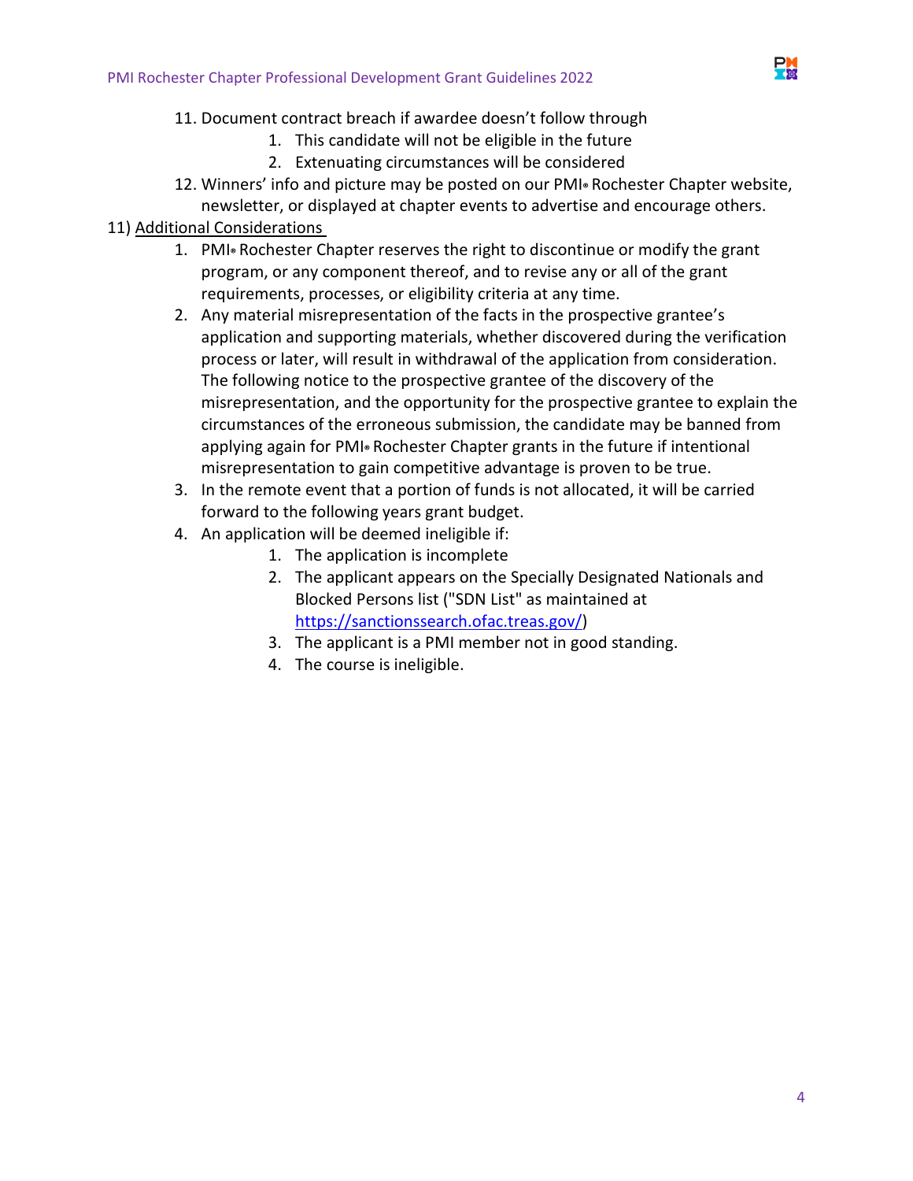11. Document contract breach if awardee doesn't follow through
    1. This candidate will not be eligible in the future
    2. Extenuating circumstances will be considered
12. Winners' info and picture may be posted on our PMI® Rochester Chapter website, newsletter, or displayed at chapter events to advertise and encourage others.

11) Additional Considerations

1. PMI® Rochester Chapter reserves the right to discontinue or modify the grant program, or any component thereof, and to revise any or all of the grant requirements, processes, or eligibility criteria at any time.
2. Any material misrepresentation of the facts in the prospective grantee's application and supporting materials, whether discovered during the verification process or later, will result in withdrawal of the application from consideration. The following notice to the prospective grantee of the discovery of the misrepresentation, and the opportunity for the prospective grantee to explain the circumstances of the erroneous submission, the candidate may be banned from applying again for PMI® Rochester Chapter grants in the future if intentional misrepresentation to gain competitive advantage is proven to be true.
3. In the remote event that a portion of funds is not allocated, it will be carried forward to the following years grant budget.
4. An application will be deemed ineligible if:
    1. The application is incomplete
    2. The applicant appears on the Specially Designated Nationals and Blocked Persons list ("SDN List" as maintained at https://sanctionssearch.ofac.treas.gov/)
    3. The applicant is a PMI member not in good standing.
    4. The course is ineligible.